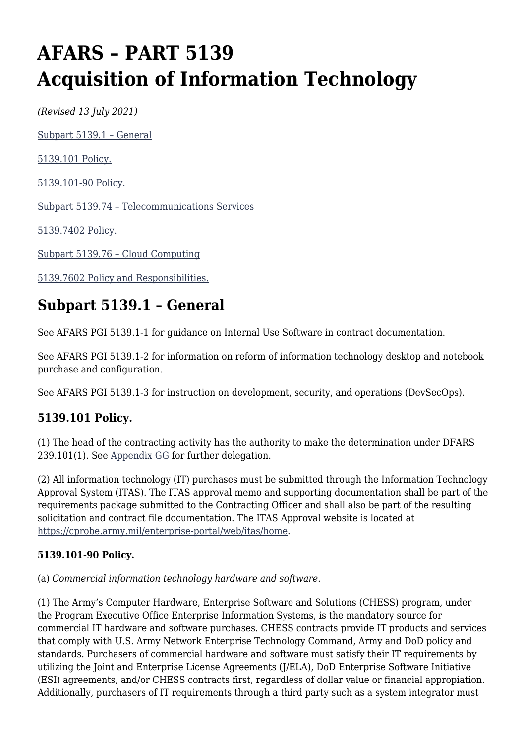# AFARS – PART 5139
# Acquisition of Information Technology

*(Revised 13 July 2021)*

[Subpart 5139.1 – General](#)

[5139.101 Policy.](#)

[5139.101-90 Policy.](#)

[Subpart 5139.74 – Telecommunications Services](#)

[5139.7402 Policy.](#)

[Subpart 5139.76 – Cloud Computing](#)

[5139.7602 Policy and Responsibilities.](#)

## Subpart 5139.1 – General

See AFARS PGI 5139.1-1 for guidance on Internal Use Software in contract documentation.

See AFARS PGI 5139.1-2 for information on reform of information technology desktop and notebook purchase and configuration.

See AFARS PGI 5139.1-3 for instruction on development, security, and operations (DevSecOps).

### 5139.101 Policy.

(1) The head of the contracting activity has the authority to make the determination under DFARS 239.101(1). See [Appendix GG](#) for further delegation.

(2) All information technology (IT) purchases must be submitted through the Information Technology Approval System (ITAS). The ITAS approval memo and supporting documentation shall be part of the requirements package submitted to the Contracting Officer and shall also be part of the resulting solicitation and contract file documentation. The ITAS Approval website is located at [https://cprobe.army.mil/enterprise-portal/web/itas/home](https://cprobe.army.mil/enterprise-portal/web/itas/home).

#### 5139.101-90 Policy.

(a) *Commercial information technology hardware and software*.

(1) The Army's Computer Hardware, Enterprise Software and Solutions (CHESS) program, under the Program Executive Office Enterprise Information Systems, is the mandatory source for commercial IT hardware and software purchases. CHESS contracts provide IT products and services that comply with U.S. Army Network Enterprise Technology Command, Army and DoD policy and standards. Purchasers of commercial hardware and software must satisfy their IT requirements by utilizing the Joint and Enterprise License Agreements (J/ELA), DoD Enterprise Software Initiative (ESI) agreements, and/or CHESS contracts first, regardless of dollar value or financial appropiation. Additionally, purchasers of IT requirements through a third party such as a system integrator must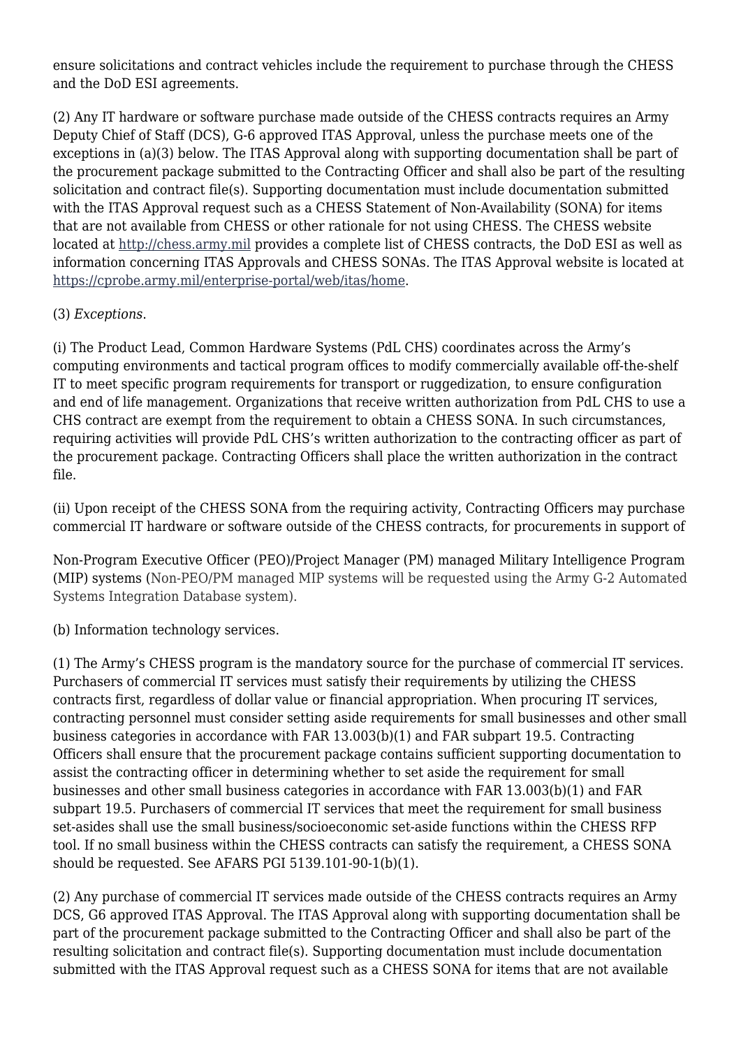ensure solicitations and contract vehicles include the requirement to purchase through the CHESS and the DoD ESI agreements.

(2) Any IT hardware or software purchase made outside of the CHESS contracts requires an Army Deputy Chief of Staff (DCS), G-6 approved ITAS Approval, unless the purchase meets one of the exceptions in (a)(3) below. The ITAS Approval along with supporting documentation shall be part of the procurement package submitted to the Contracting Officer and shall also be part of the resulting solicitation and contract file(s). Supporting documentation must include documentation submitted with the ITAS Approval request such as a CHESS Statement of Non-Availability (SONA) for items that are not available from CHESS or other rationale for not using CHESS. The CHESS website located at [http://chess.army.mil](http://chess.army.mil) provides a complete list of CHESS contracts, the DoD ESI as well as information concerning ITAS Approvals and CHESS SONAs. The ITAS Approval website is located at [https://cprobe.army.mil/enterprise-portal/web/itas/home](https://cprobe.army.mil/enterprise-portal/web/itas/home).

(3) *Exceptions*.

(i) The Product Lead, Common Hardware Systems (PdL CHS) coordinates across the Army's computing environments and tactical program offices to modify commercially available off-the-shelf IT to meet specific program requirements for transport or ruggedization, to ensure configuration and end of life management. Organizations that receive written authorization from PdL CHS to use a CHS contract are exempt from the requirement to obtain a CHESS SONA. In such circumstances, requiring activities will provide PdL CHS's written authorization to the contracting officer as part of the procurement package. Contracting Officers shall place the written authorization in the contract file.

(ii) Upon receipt of the CHESS SONA from the requiring activity, Contracting Officers may purchase commercial IT hardware or software outside of the CHESS contracts, for procurements in support of

Non-Program Executive Officer (PEO)/Project Manager (PM) managed Military Intelligence Program (MIP) systems (Non-PEO/PM managed MIP systems will be requested using the Army G-2 Automated Systems Integration Database system).

(b) Information technology services.

(1) The Army's CHESS program is the mandatory source for the purchase of commercial IT services. Purchasers of commercial IT services must satisfy their requirements by utilizing the CHESS contracts first, regardless of dollar value or financial appropriation. When procuring IT services, contracting personnel must consider setting aside requirements for small businesses and other small business categories in accordance with FAR 13.003(b)(1) and FAR subpart 19.5. Contracting Officers shall ensure that the procurement package contains sufficient supporting documentation to assist the contracting officer in determining whether to set aside the requirement for small businesses and other small business categories in accordance with FAR 13.003(b)(1) and FAR subpart 19.5. Purchasers of commercial IT services that meet the requirement for small business set-asides shall use the small business/socioeconomic set-aside functions within the CHESS RFP tool. If no small business within the CHESS contracts can satisfy the requirement, a CHESS SONA should be requested. See AFARS PGI 5139.101-90-1(b)(1).

(2) Any purchase of commercial IT services made outside of the CHESS contracts requires an Army DCS, G6 approved ITAS Approval. The ITAS Approval along with supporting documentation shall be part of the procurement package submitted to the Contracting Officer and shall also be part of the resulting solicitation and contract file(s). Supporting documentation must include documentation submitted with the ITAS Approval request such as a CHESS SONA for items that are not available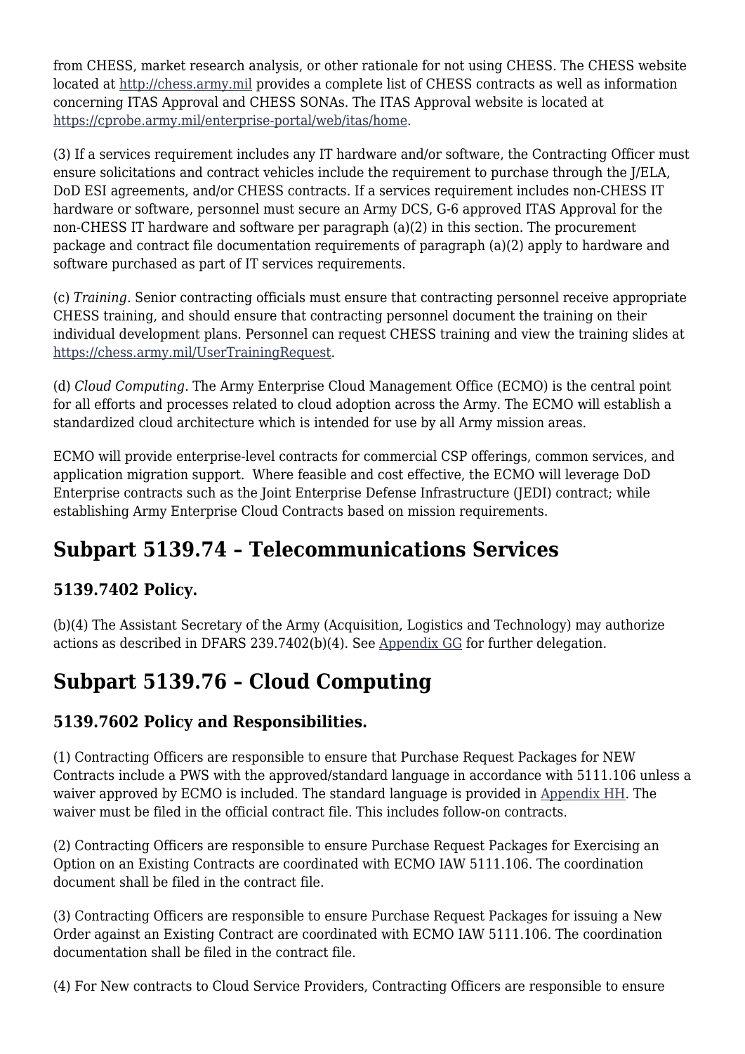from CHESS, market research analysis, or other rationale for not using CHESS. The CHESS website located at [http://chess.army.mil](http://chess.army.mil) provides a complete list of CHESS contracts as well as information concerning ITAS Approval and CHESS SONAs. The ITAS Approval website is located at [https://cprobe.army.mil/enterprise-portal/web/itas/home](https://cprobe.army.mil/enterprise-portal/web/itas/home).

(3) If a services requirement includes any IT hardware and/or software, the Contracting Officer must ensure solicitations and contract vehicles include the requirement to purchase through the J/ELA, DoD ESI agreements, and/or CHESS contracts. If a services requirement includes non-CHESS IT hardware or software, personnel must secure an Army DCS, G-6 approved ITAS Approval for the non-CHESS IT hardware and software per paragraph (a)(2) in this section. The procurement package and contract file documentation requirements of paragraph (a)(2) apply to hardware and software purchased as part of IT services requirements.

(c) *Training.* Senior contracting officials must ensure that contracting personnel receive appropriate CHESS training, and should ensure that contracting personnel document the training on their individual development plans. Personnel can request CHESS training and view the training slides at [https://chess.army.mil/UserTrainingRequest](https://chess.army.mil/UserTrainingRequest).

(d) *Cloud Computing.* The Army Enterprise Cloud Management Office (ECMO) is the central point for all efforts and processes related to cloud adoption across the Army. The ECMO will establish a standardized cloud architecture which is intended for use by all Army mission areas.

ECMO will provide enterprise-level contracts for commercial CSP offerings, common services, and application migration support. Where feasible and cost effective, the ECMO will leverage DoD Enterprise contracts such as the Joint Enterprise Defense Infrastructure (JEDI) contract; while establishing Army Enterprise Cloud Contracts based on mission requirements.

# Subpart 5139.74 – Telecommunications Services

## 5139.7402 Policy.

(b)(4) The Assistant Secretary of the Army (Acquisition, Logistics and Technology) may authorize actions as described in DFARS 239.7402(b)(4). See [Appendix GG] for further delegation.

# Subpart 5139.76 – Cloud Computing

## 5139.7602 Policy and Responsibilities.

(1) Contracting Officers are responsible to ensure that Purchase Request Packages for NEW Contracts include a PWS with the approved/standard language in accordance with 5111.106 unless a waiver approved by ECMO is included. The standard language is provided in [Appendix HH]. The waiver must be filed in the official contract file. This includes follow-on contracts.

(2) Contracting Officers are responsible to ensure Purchase Request Packages for Exercising an Option on an Existing Contracts are coordinated with ECMO IAW 5111.106. The coordination document shall be filed in the contract file.

(3) Contracting Officers are responsible to ensure Purchase Request Packages for issuing a New Order against an Existing Contract are coordinated with ECMO IAW 5111.106. The coordination documentation shall be filed in the contract file.

(4) For New contracts to Cloud Service Providers, Contracting Officers are responsible to ensure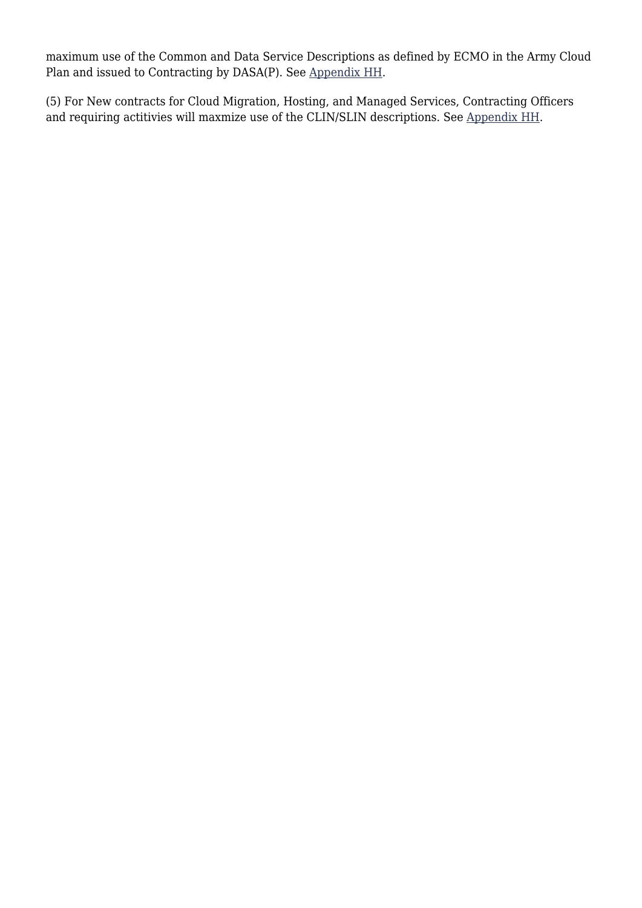maximum use of the Common and Data Service Descriptions as defined by ECMO in the Army Cloud Plan and issued to Contracting by DASA(P). See [Appendix HH](#).

(5) For New contracts for Cloud Migration, Hosting, and Managed Services, Contracting Officers and requiring actitivies will maxmize use of the CLIN/SLIN descriptions. See [Appendix HH](#).